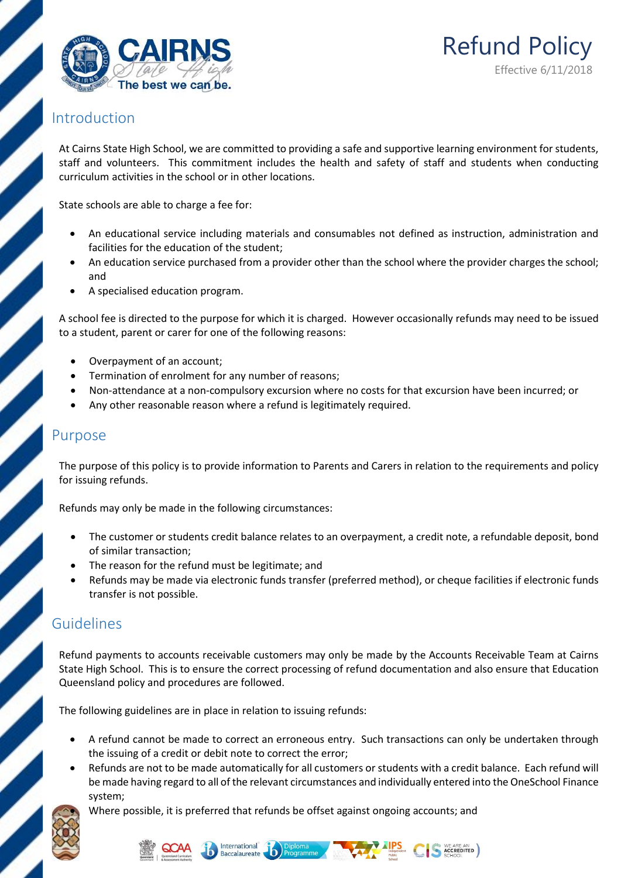# Refund Policy

Effective 6/11/2018

## Introduction

At Cairns State High School, we are committed to providing a safe and supportive learning environment for students, staff and volunteers. This commitment includes the health and safety of staff and students when conducting curriculum activities in the school or in other locations.

State schools are able to charge a fee for:

- An educational service including materials and consumables not defined as instruction, administration and facilities for the education of the student;
- An education service purchased from a provider other than the school where the provider charges the school; and
- A specialised education program.

A school fee is directed to the purpose for which it is charged. However occasionally refunds may need to be issued to a student, parent or carer for one of the following reasons:

- Overpayment of an account;
- Termination of enrolment for any number of reasons;
- Non-attendance at a non-compulsory excursion where no costs for that excursion have been incurred; or
- Any other reasonable reason where a refund is legitimately required.

## Purpose

The purpose of this policy is to provide information to Parents and Carers in relation to the requirements and policy for issuing refunds.

Refunds may only be made in the following circumstances:

- The customer or students credit balance relates to an overpayment, a credit note, a refundable deposit, bond of similar transaction;
- The reason for the refund must be legitimate; and
- Refunds may be made via electronic funds transfer (preferred method), or cheque facilities if electronic funds transfer is not possible.

## Guidelines

Refund payments to accounts receivable customers may only be made by the Accounts Receivable Team at Cairns State High School. This is to ensure the correct processing of refund documentation and also ensure that Education Queensland policy and procedures are followed.

The following guidelines are in place in relation to issuing refunds:

- A refund cannot be made to correct an erroneous entry. Such transactions can only be undertaken through the issuing of a credit or debit note to correct the error;
- Refunds are not to be made automatically for all customers or students with a credit balance. Each refund will be made having regard to all of the relevant circumstances and individually entered into the OneSchool Finance system;
- Where possible, it is preferred that refunds be offset against ongoing accounts; and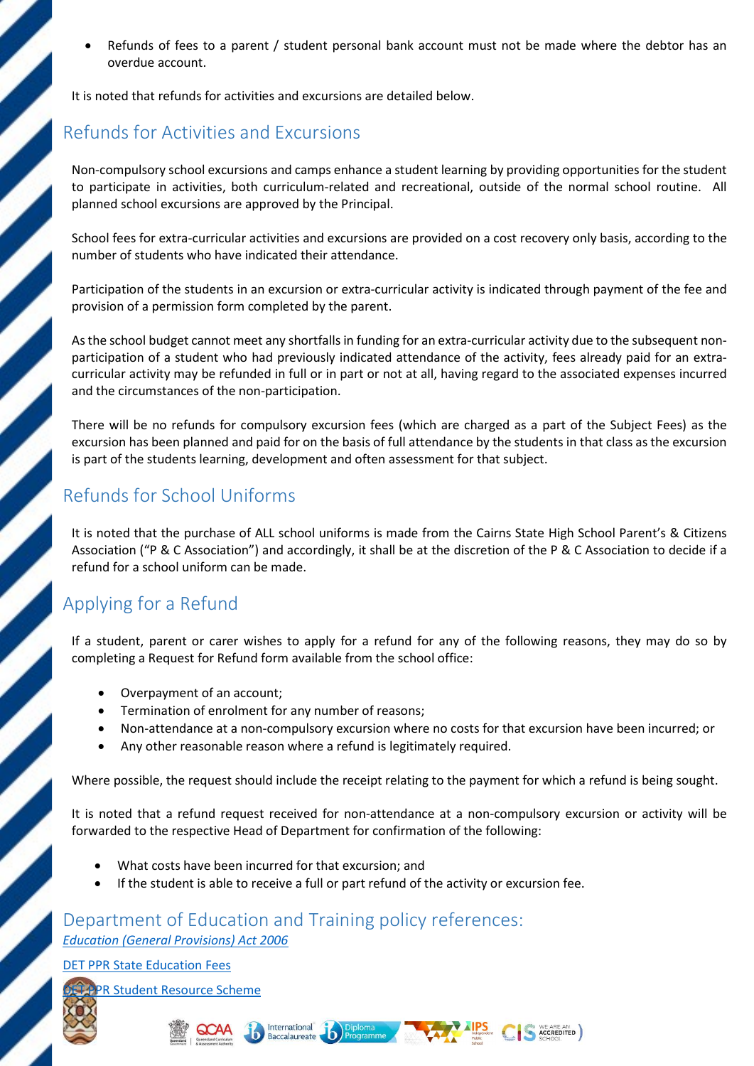- Refunds of fees to a parent / student personal bank account must not be made where the debtor has an overdue account.

It is noted that refunds for activities and excursions are detailed below.

## Refunds for Activities and Excursions

Non-compulsory school excursions and camps enhance a student learning by providing opportunities for the student to participate in activities, both curriculum-related and recreational, outside of the normal school routine. All planned school excursions are approved by the Principal.

School fees for extra-curricular activities and excursions are provided on a cost recovery only basis, according to the number of students who have indicated their attendance.

Participation of the students in an excursion or extra-curricular activity is indicated through payment of the fee and provision of a permission form completed by the parent.

As the school budget cannot meet any shortfalls in funding for an extra-curricular activity due to the subsequent non-participation of a student who had previously indicated attendance of the activity, fees already paid for an extra-curricular activity may be refunded in full or in part or not at all, having regard to the associated expenses incurred and the circumstances of the non-participation.

There will be no refunds for compulsory excursion fees (which are charged as a part of the Subject Fees) as the excursion has been planned and paid for on the basis of full attendance by the students in that class as the excursion is part of the students learning, development and often assessment for that subject.

## Refunds for School Uniforms

It is noted that the purchase of ALL school uniforms is made from the Cairns State High School Parent's & Citizens Association ("P & C Association") and accordingly, it shall be at the discretion of the P & C Association to decide if a refund for a school uniform can be made.

## Applying for a Refund

If a student, parent or carer wishes to apply for a refund for any of the following reasons, they may do so by completing a Request for Refund form available from the school office:

- Overpayment of an account;
- Termination of enrolment for any number of reasons;
- Non-attendance at a non-compulsory excursion where no costs for that excursion have been incurred; or
- Any other reasonable reason where a refund is legitimately required.

Where possible, the request should include the receipt relating to the payment for which a refund is being sought.

It is noted that a refund request received for non-attendance at a non-compulsory excursion or activity will be forwarded to the respective Head of Department for confirmation of the following:

- What costs have been incurred for that excursion; and
- If the student is able to receive a full or part refund of the activity or excursion fee.

## Department of Education and Training policy references:

*Education (General Provisions) Act 2006*

DET PPR State Education Fees

DET PPR Student Resource Scheme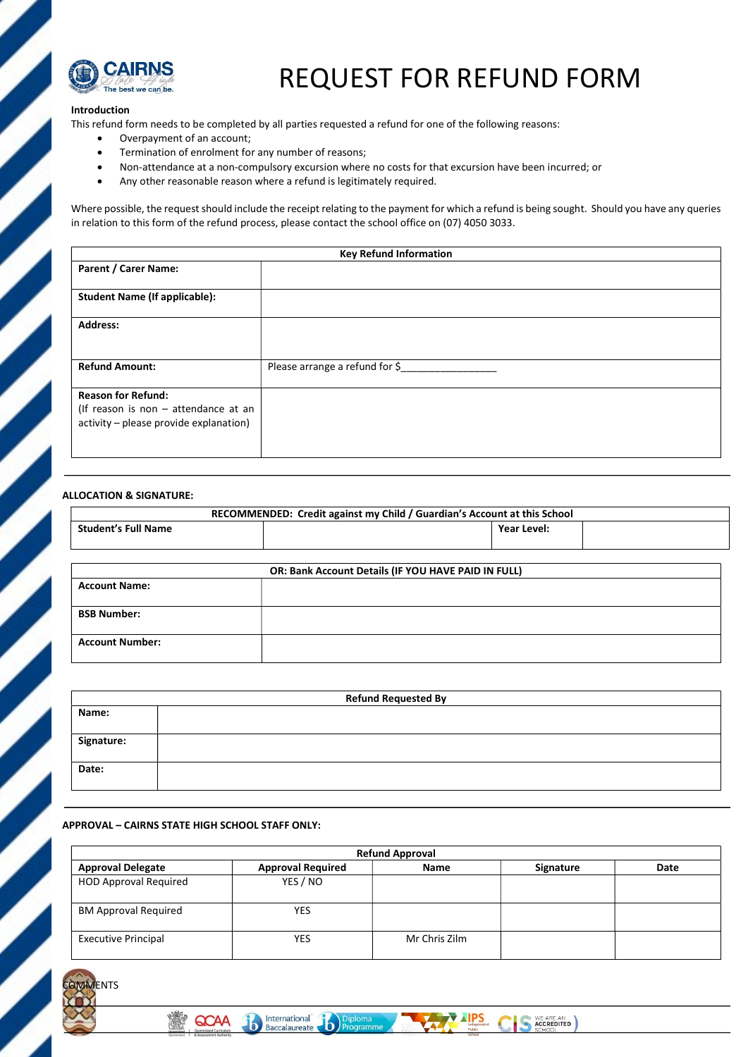# REQUEST FOR REFUND FORM

**Introduction**

This refund form needs to be completed by all parties requested a refund for one of the following reasons:

- Overpayment of an account;
- Termination of enrolment for any number of reasons;
- Non-attendance at a non-compulsory excursion where no costs for that excursion have been incurred; or
- Any other reasonable reason where a refund is legitimately required.

Where possible, the request should include the receipt relating to the payment for which a refund is being sought. Should you have any queries in relation to this form of the refund process, please contact the school office on (07) 4050 3033.

| **Key Refund Information** | |
|---|---|
| **Parent / Carer Name:** | |
| **Student Name (If applicable):** | |
| **Address:** | |
| **Refund Amount:** | Please arrange a refund for $_________________ |
| **Reason for Refund:** (If reason is non – attendance at an activity – please provide explanation) | |

**ALLOCATION & SIGNATURE:**

| **RECOMMENDED: Credit against my Child / Guardian's Account at this School** | | | |
|---|---|---|---|
| **Student's Full Name** | | **Year Level:** | |

| **OR: Bank Account Details (IF YOU HAVE PAID IN FULL)** | |
|---|---|
| **Account Name:** | |
| **BSB Number:** | |
| **Account Number:** | |

| **Refund Requested By** | |
|---|---|
| **Name:** | |
| **Signature:** | |
| **Date:** | |

**APPROVAL – CAIRNS STATE HIGH SCHOOL STAFF ONLY:**

| **Refund Approval** | | | | |
|---|---|---|---|---|
| **Approval Delegate** | **Approval Required** | **Name** | **Signature** | **Date** |
| HOD Approval Required | YES / NO | | | |
| BM Approval Required | YES | | | |
| Executive Principal | YES | Mr Chris Zilm | | |

COMMENTS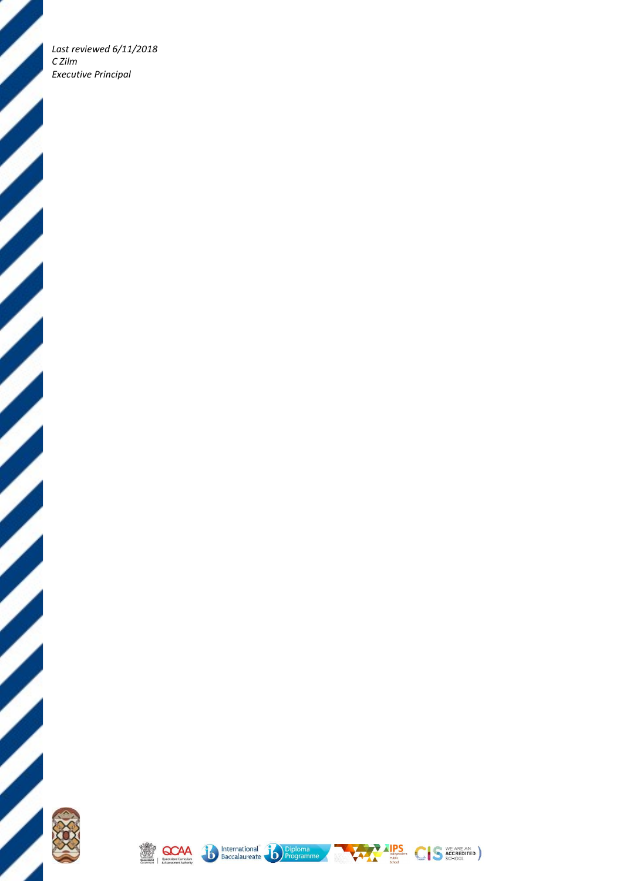*Last reviewed 6/11/2018*
*C Zilm*
*Executive Principal*